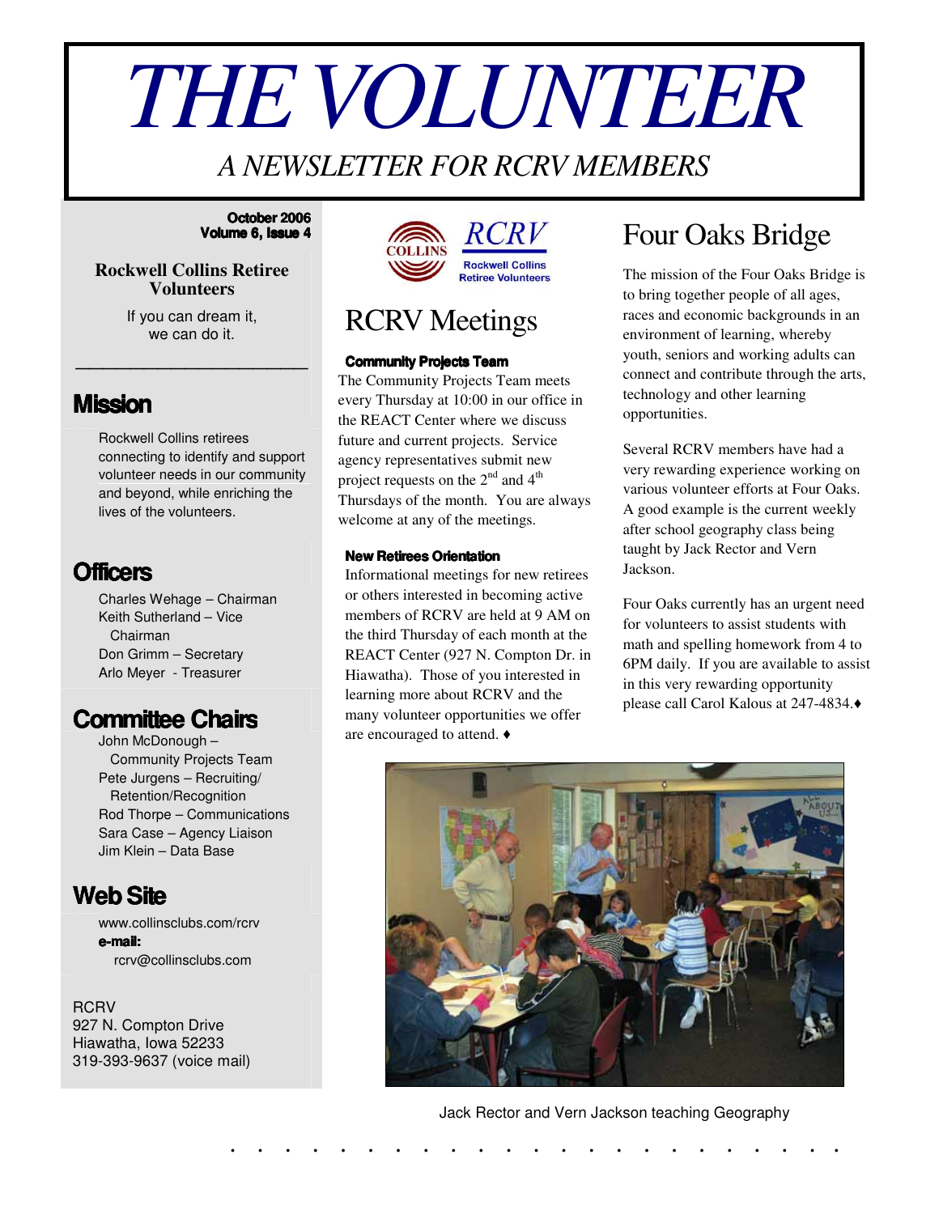// THE VOLUNTEER

*A NEWSLETTER FOR RCRV MEMBERS*

**October 2006**
**Volume 6, Issue 4**

**Rockwell Collins Retiree Volunteers**

If you can dream it,
we can do it.

## Mission

Rockwell Collins retirees connecting to identify and support volunteer needs in our community and beyond, while enriching the lives of the volunteers.

## Officers

Charles Wehage – Chairman
Keith Sutherland – Vice Chairman
Don Grimm – Secretary
Arlo Meyer - Treasurer

## Committee Chairs

John McDonough – Community Projects Team
Pete Jurgens – Recruiting/ Retention/Recognition
Rod Thorpe – Communications
Sara Case – Agency Liaison
Jim Klein – Data Base

## Web Site

www.collinsclubs.com/rcrv
**e-mail:**
rcrv@collinsclubs.com

RCRV
927 N. Compton Drive
Hiawatha, Iowa 52233
319-393-9637 (voice mail)

# RCRV Meetings

**Community Projects Team**

The Community Projects Team meets every Thursday at 10:00 in our office in the REACT Center where we discuss future and current projects. Service agency representatives submit new project requests on the 2nd and 4th Thursdays of the month. You are always welcome at any of the meetings.

**New Retirees Orientation**

Informational meetings for new retirees or others interested in becoming active members of RCRV are held at 9 AM on the third Thursday of each month at the REACT Center (927 N. Compton Dr. in Hiawatha). Those of you interested in learning more about RCRV and the many volunteer opportunities we offer are encouraged to attend. ♦

# Four Oaks Bridge

The mission of the Four Oaks Bridge is to bring together people of all ages, races and economic backgrounds in an environment of learning, whereby youth, seniors and working adults can connect and contribute through the arts, technology and other learning opportunities.

Several RCRV members have had a very rewarding experience working on various volunteer efforts at Four Oaks. A good example is the current weekly after school geography class being taught by Jack Rector and Vern Jackson.

Four Oaks currently has an urgent need for volunteers to assist students with math and spelling homework from 4 to 6PM daily. If you are available to assist in this very rewarding opportunity please call Carol Kalous at 247-4834.♦

Jack Rector and Vern Jackson teaching Geography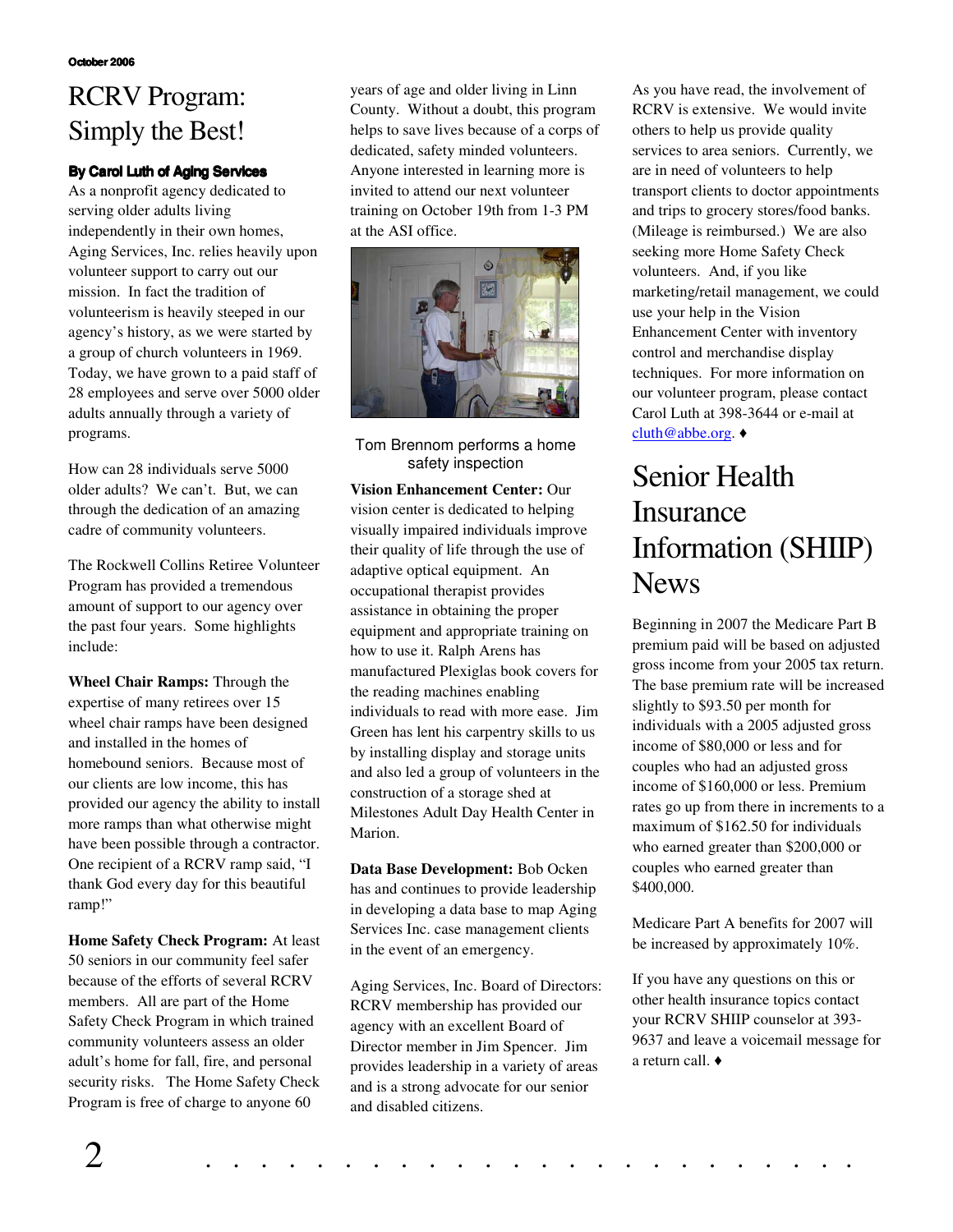# RCRV Program: Simply the Best!

**By Carol Luth of Aging Services**

As a nonprofit agency dedicated to serving older adults living independently in their own homes, Aging Services, Inc. relies heavily upon volunteer support to carry out our mission. In fact the tradition of volunteerism is heavily steeped in our agency's history, as we were started by a group of church volunteers in 1969. Today, we have grown to a paid staff of 28 employees and serve over 5000 older adults annually through a variety of programs.

How can 28 individuals serve 5000 older adults? We can't. But, we can through the dedication of an amazing cadre of community volunteers.

The Rockwell Collins Retiree Volunteer Program has provided a tremendous amount of support to our agency over the past four years. Some highlights include:

**Wheel Chair Ramps:** Through the expertise of many retirees over 15 wheel chair ramps have been designed and installed in the homes of homebound seniors. Because most of our clients are low income, this has provided our agency the ability to install more ramps than what otherwise might have been possible through a contractor. One recipient of a RCRV ramp said, "I thank God every day for this beautiful ramp!"

**Home Safety Check Program:** At least 50 seniors in our community feel safer because of the efforts of several RCRV members. All are part of the Home Safety Check Program in which trained community volunteers assess an older adult's home for fall, fire, and personal security risks. The Home Safety Check Program is free of charge to anyone 60 years of age and older living in Linn County. Without a doubt, this program helps to save lives because of a corps of dedicated, safety minded volunteers. Anyone interested in learning more is invited to attend our next volunteer training on October 19th from 1-3 PM at the ASI office.

Tom Brennom performs a home safety inspection

**Vision Enhancement Center:** Our vision center is dedicated to helping visually impaired individuals improve their quality of life through the use of adaptive optical equipment. An occupational therapist provides assistance in obtaining the proper equipment and appropriate training on how to use it. Ralph Arens has manufactured Plexiglas book covers for the reading machines enabling individuals to read with more ease. Jim Green has lent his carpentry skills to us by installing display and storage units and also led a group of volunteers in the construction of a storage shed at Milestones Adult Day Health Center in Marion.

**Data Base Development:** Bob Ocken has and continues to provide leadership in developing a data base to map Aging Services Inc. case management clients in the event of an emergency.

Aging Services, Inc. Board of Directors: RCRV membership has provided our agency with an excellent Board of Director member in Jim Spencer. Jim provides leadership in a variety of areas and is a strong advocate for our senior and disabled citizens.

As you have read, the involvement of RCRV is extensive. We would invite others to help us provide quality services to area seniors. Currently, we are in need of volunteers to help transport clients to doctor appointments and trips to grocery stores/food banks. (Mileage is reimbursed.) We are also seeking more Home Safety Check volunteers. And, if you like marketing/retail management, we could use your help in the Vision Enhancement Center with inventory control and merchandise display techniques. For more information on our volunteer program, please contact Carol Luth at 398-3644 or e-mail at cluth@abbe.org. ♦

# Senior Health Insurance Information (SHIIP) News

Beginning in 2007 the Medicare Part B premium paid will be based on adjusted gross income from your 2005 tax return. The base premium rate will be increased slightly to $93.50 per month for individuals with a 2005 adjusted gross income of $80,000 or less and for couples who had an adjusted gross income of $160,000 or less. Premium rates go up from there in increments to a maximum of $162.50 for individuals who earned greater than $200,000 or couples who earned greater than $400,000.

Medicare Part A benefits for 2007 will be increased by approximately 10%.

If you have any questions on this or other health insurance topics contact your RCRV SHIIP counselor at 393-9637 and leave a voicemail message for a return call. ♦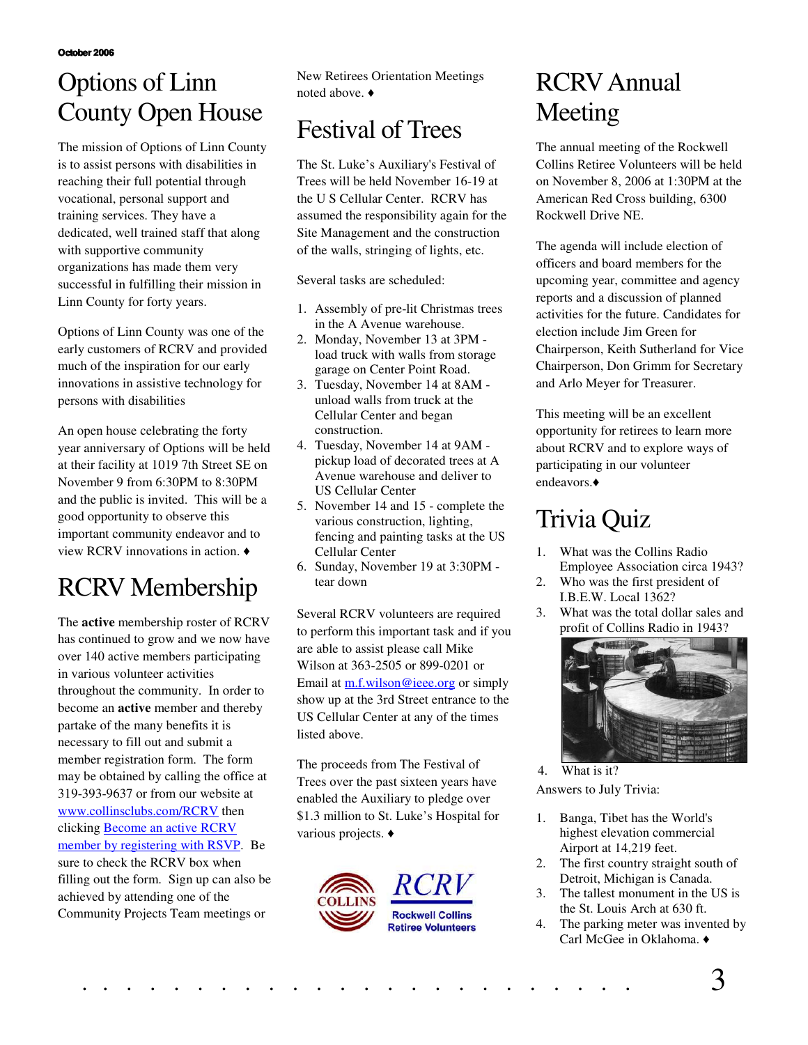# Options of Linn County Open House

The mission of Options of Linn County is to assist persons with disabilities in reaching their full potential through vocational, personal support and training services. They have a dedicated, well trained staff that along with supportive community organizations has made them very successful in fulfilling their mission in Linn County for forty years.

Options of Linn County was one of the early customers of RCRV and provided much of the inspiration for our early innovations in assistive technology for persons with disabilities

An open house celebrating the forty year anniversary of Options will be held at their facility at 1019 7th Street SE on November 9 from 6:30PM to 8:30PM and the public is invited. This will be a good opportunity to observe this important community endeavor and to view RCRV innovations in action. ♦

# RCRV Membership

The **active** membership roster of RCRV has continued to grow and we now have over 140 active members participating in various volunteer activities throughout the community. In order to become an **active** member and thereby partake of the many benefits it is necessary to fill out and submit a member registration form. The form may be obtained by calling the office at 319-393-9637 or from our website at www.collinsclubs.com/RCRV then clicking Become an active RCRV member by registering with RSVP. Be sure to check the RCRV box when filling out the form. Sign up can also be achieved by attending one of the Community Projects Team meetings or New Retirees Orientation Meetings noted above. ♦

# Festival of Trees

The St. Luke's Auxiliary's Festival of Trees will be held November 16-19 at the U S Cellular Center. RCRV has assumed the responsibility again for the Site Management and the construction of the walls, stringing of lights, etc.

Several tasks are scheduled:

1. Assembly of pre-lit Christmas trees in the A Avenue warehouse.
2. Monday, November 13 at 3PM - load truck with walls from storage garage on Center Point Road.
3. Tuesday, November 14 at 8AM - unload walls from truck at the Cellular Center and began construction.
4. Tuesday, November 14 at 9AM - pickup load of decorated trees at A Avenue warehouse and deliver to US Cellular Center
5. November 14 and 15 - complete the various construction, lighting, fencing and painting tasks at the US Cellular Center
6. Sunday, November 19 at 3:30PM - tear down

Several RCRV volunteers are required to perform this important task and if you are able to assist please call Mike Wilson at 363-2505 or 899-0201 or Email at m.f.wilson@ieee.org or simply show up at the 3rd Street entrance to the US Cellular Center at any of the times listed above.

The proceeds from The Festival of Trees over the past sixteen years have enabled the Auxiliary to pledge over $1.3 million to St. Luke's Hospital for various projects. ♦

# RCRV Annual Meeting

The annual meeting of the Rockwell Collins Retiree Volunteers will be held on November 8, 2006 at 1:30PM at the American Red Cross building, 6300 Rockwell Drive NE.

The agenda will include election of officers and board members for the upcoming year, committee and agency reports and a discussion of planned activities for the future. Candidates for election include Jim Green for Chairperson, Keith Sutherland for Vice Chairperson, Don Grimm for Secretary and Arlo Meyer for Treasurer.

This meeting will be an excellent opportunity for retirees to learn more about RCRV and to explore ways of participating in our volunteer endeavors.♦

# Trivia Quiz

1. What was the Collins Radio Employee Association circa 1943?
2. Who was the first president of I.B.E.W. Local 1362?
3. What was the total dollar sales and profit of Collins Radio in 1943?
4. What is it?

Answers to July Trivia:

1. Banga, Tibet has the World's highest elevation commercial Airport at 14,219 feet.
2. The first country straight south of Detroit, Michigan is Canada.
3. The tallest monument in the US is the St. Louis Arch at 630 ft.
4. The parking meter was invented by Carl McGee in Oklahoma. ♦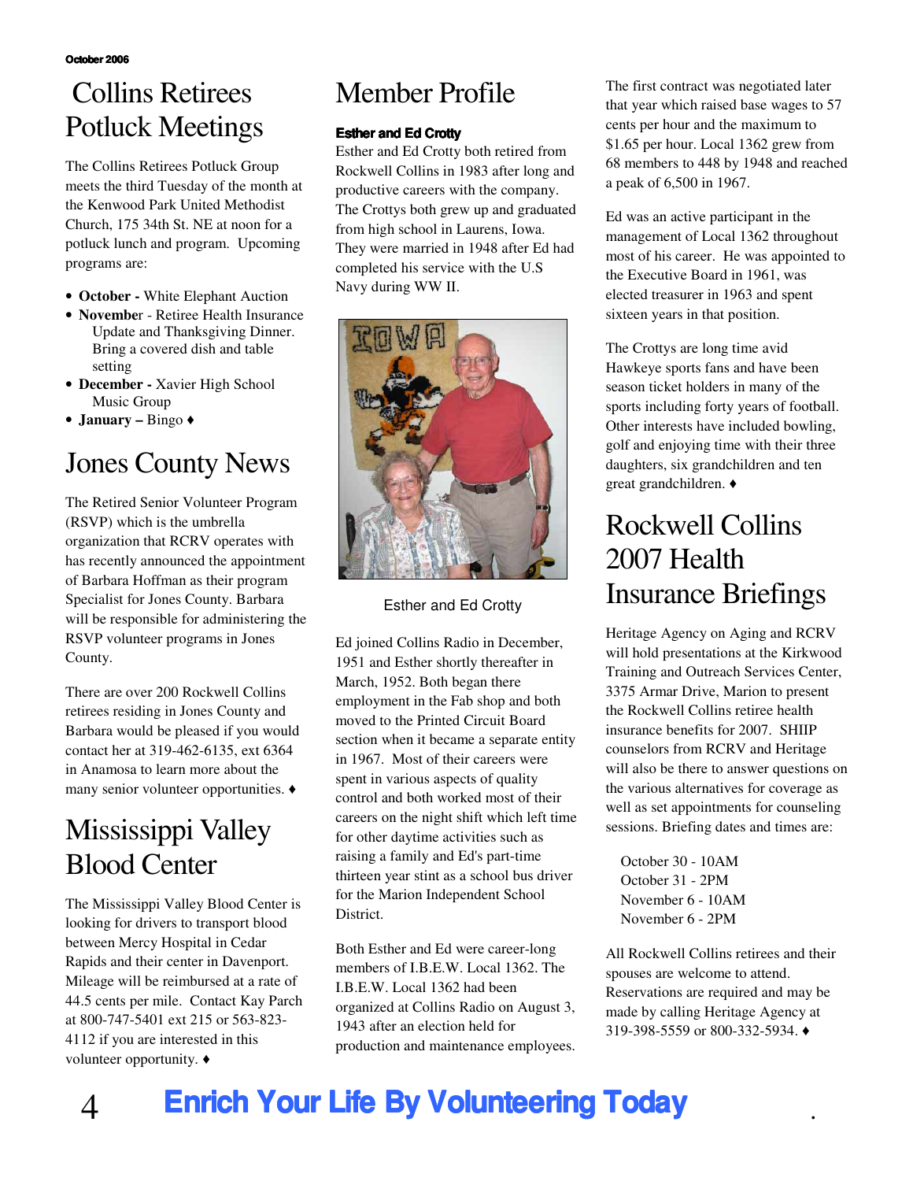# Collins Retirees Potluck Meetings

The Collins Retirees Potluck Group meets the third Tuesday of the month at the Kenwood Park United Methodist Church, 175 34th St. NE at noon for a potluck lunch and program. Upcoming programs are:

- **October -** White Elephant Auction
- **November** - Retiree Health Insurance Update and Thanksgiving Dinner. Bring a covered dish and table setting
- **December -** Xavier High School Music Group
- **January –** Bingo ♦

# Jones County News

The Retired Senior Volunteer Program (RSVP) which is the umbrella organization that RCRV operates with has recently announced the appointment of Barbara Hoffman as their program Specialist for Jones County. Barbara will be responsible for administering the RSVP volunteer programs in Jones County.

There are over 200 Rockwell Collins retirees residing in Jones County and Barbara would be pleased if you would contact her at 319-462-6135, ext 6364 in Anamosa to learn more about the many senior volunteer opportunities. ♦

# Mississippi Valley Blood Center

The Mississippi Valley Blood Center is looking for drivers to transport blood between Mercy Hospital in Cedar Rapids and their center in Davenport. Mileage will be reimbursed at a rate of 44.5 cents per mile. Contact Kay Parch at 800-747-5401 ext 215 or 563-823-4112 if you are interested in this volunteer opportunity. ♦

# Member Profile

**Esther and Ed Crotty**

Esther and Ed Crotty both retired from Rockwell Collins in 1983 after long and productive careers with the company. The Crottys both grew up and graduated from high school in Laurens, Iowa. They were married in 1948 after Ed had completed his service with the U.S Navy during WW II.

Esther and Ed Crotty

Ed joined Collins Radio in December, 1951 and Esther shortly thereafter in March, 1952. Both began there employment in the Fab shop and both moved to the Printed Circuit Board section when it became a separate entity in 1967. Most of their careers were spent in various aspects of quality control and both worked most of their careers on the night shift which left time for other daytime activities such as raising a family and Ed's part-time thirteen year stint as a school bus driver for the Marion Independent School District.

Both Esther and Ed were career-long members of I.B.E.W. Local 1362. The I.B.E.W. Local 1362 had been organized at Collins Radio on August 3, 1943 after an election held for production and maintenance employees. The first contract was negotiated later that year which raised base wages to 57 cents per hour and the maximum to $1.65 per hour. Local 1362 grew from 68 members to 448 by 1948 and reached a peak of 6,500 in 1967.

Ed was an active participant in the management of Local 1362 throughout most of his career. He was appointed to the Executive Board in 1961, was elected treasurer in 1963 and spent sixteen years in that position.

The Crottys are long time avid Hawkeye sports fans and have been season ticket holders in many of the sports including forty years of football. Other interests have included bowling, golf and enjoying time with their three daughters, six grandchildren and ten great grandchildren. ♦

# Rockwell Collins 2007 Health Insurance Briefings

Heritage Agency on Aging and RCRV will hold presentations at the Kirkwood Training and Outreach Services Center, 3375 Armar Drive, Marion to present the Rockwell Collins retiree health insurance benefits for 2007. SHIIP counselors from RCRV and Heritage will also be there to answer questions on the various alternatives for coverage as well as set appointments for counseling sessions. Briefing dates and times are:

October 30 - 10AM
October 31 - 2PM
November 6 - 10AM
November 6 - 2PM

All Rockwell Collins retirees and their spouses are welcome to attend. Reservations are required and may be made by calling Heritage Agency at 319-398-5559 or 800-332-5934. ♦

**Enrich Your Life By Volunteering Today**